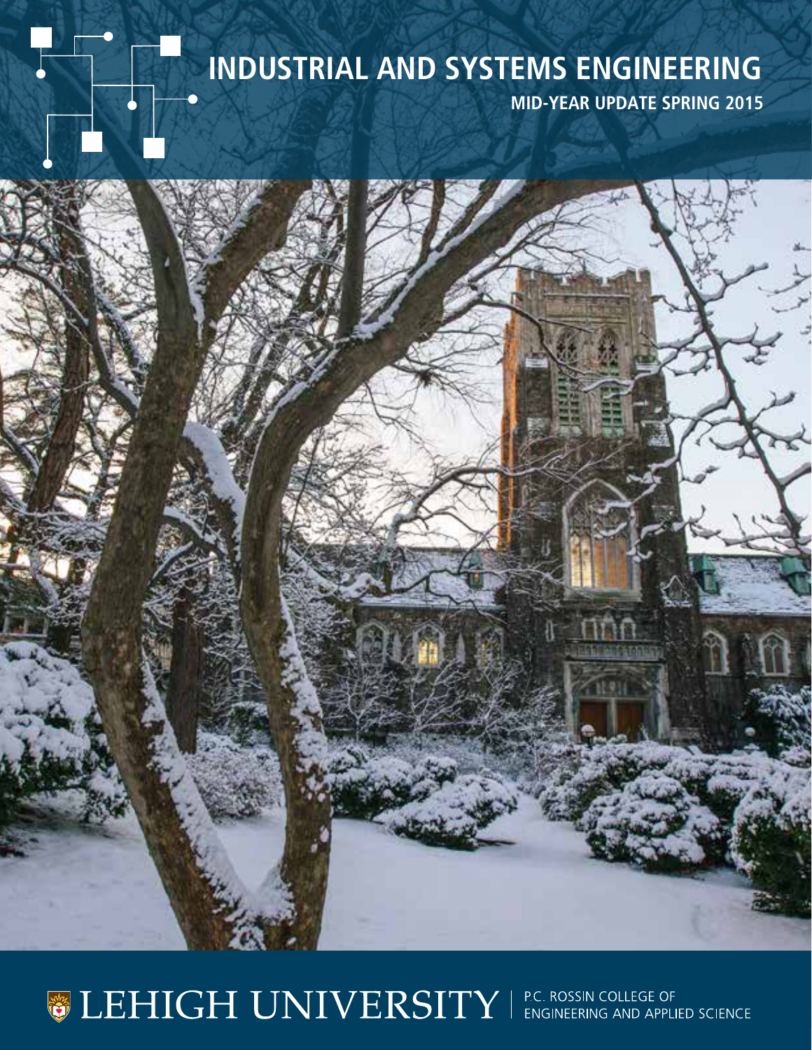# INDUSTRIAL AND SYSTEMS ENGINEERING

**MID-YEAR UPDATE SPRING 2015**

LEHIGH UNIVERSITY | P.C. ROSSIN COLLEGE OF ENGINEERING AND APPLIED SCIENCE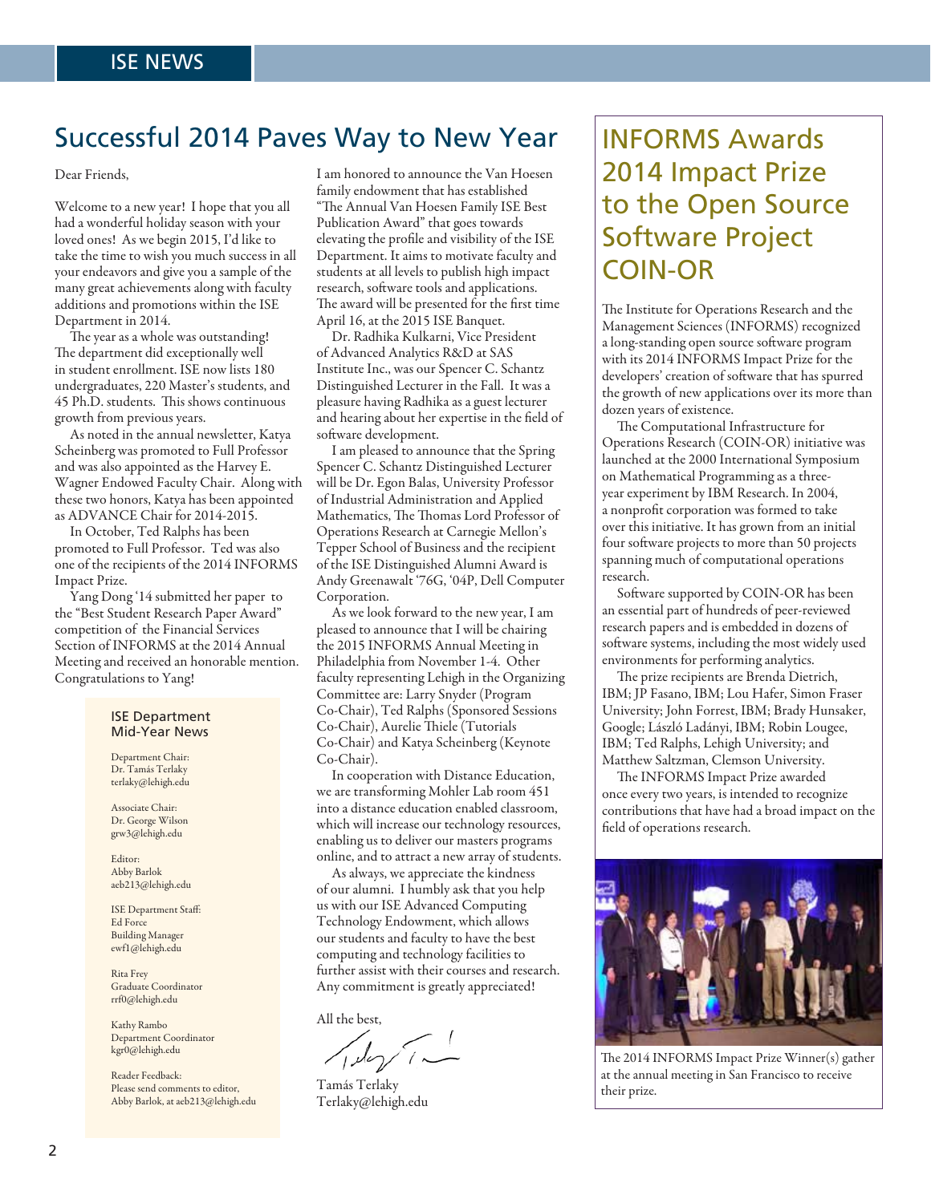ISE NEWS

## Successful 2014 Paves Way to New Year

Dear Friends,

Welcome to a new year! I hope that you all had a wonderful holiday season with your loved ones! As we begin 2015, I'd like to take the time to wish you much success in all your endeavors and give you a sample of the many great achievements along with faculty additions and promotions within the ISE Department in 2014.

The year as a whole was outstanding! The department did exceptionally well in student enrollment. ISE now lists 180 undergraduates, 220 Master's students, and 45 Ph.D. students. This shows continuous growth from previous years.

As noted in the annual newsletter, Katya Scheinberg was promoted to Full Professor and was also appointed as the Harvey E. Wagner Endowed Faculty Chair. Along with these two honors, Katya has been appointed as ADVANCE Chair for 2014-2015.

In October, Ted Ralphs has been promoted to Full Professor. Ted was also one of the recipients of the 2014 INFORMS Impact Prize.

Yang Dong '14 submitted her paper to the "Best Student Research Paper Award" competition of the Financial Services Section of INFORMS at the 2014 Annual Meeting and received an honorable mention. Congratulations to Yang!

I am honored to announce the Van Hoesen family endowment that has established "The Annual Van Hoesen Family ISE Best Publication Award" that goes towards elevating the profile and visibility of the ISE Department. It aims to motivate faculty and students at all levels to publish high impact research, software tools and applications. The award will be presented for the first time April 16, at the 2015 ISE Banquet.

Dr. Radhika Kulkarni, Vice President of Advanced Analytics R&D at SAS Institute Inc., was our Spencer C. Schantz Distinguished Lecturer in the Fall. It was a pleasure having Radhika as a guest lecturer and hearing about her expertise in the field of software development.

I am pleased to announce that the Spring Spencer C. Schantz Distinguished Lecturer will be Dr. Egon Balas, University Professor of Industrial Administration and Applied Mathematics, The Thomas Lord Professor of Operations Research at Carnegie Mellon's Tepper School of Business and the recipient of the ISE Distinguished Alumni Award is Andy Greenawalt '76G, '04P, Dell Computer Corporation.

As we look forward to the new year, I am pleased to announce that I will be chairing the 2015 INFORMS Annual Meeting in Philadelphia from November 1-4. Other faculty representing Lehigh in the Organizing Committee are: Larry Snyder (Program Co-Chair), Ted Ralphs (Sponsored Sessions Co-Chair), Aurelie Thiele (Tutorials Co-Chair) and Katya Scheinberg (Keynote Co-Chair).

In cooperation with Distance Education, we are transforming Mohler Lab room 451 into a distance education enabled classroom, which will increase our technology resources, enabling us to deliver our masters programs online, and to attract a new array of students.

As always, we appreciate the kindness of our alumni. I humbly ask that you help us with our ISE Advanced Computing Technology Endowment, which allows our students and faculty to have the best computing and technology facilities to further assist with their courses and research. Any commitment is greatly appreciated!

All the best,

Tamás Terlaky
Terlaky@lehigh.edu

### ISE Department Mid-Year News

Department Chair:
Dr. Tamás Terlaky
terlaky@lehigh.edu

Associate Chair:
Dr. George Wilson
grw3@lehigh.edu

Editor:
Abby Barlok
aeb213@lehigh.edu

ISE Department Staff:
Ed Force
Building Manager
ewf1@lehigh.edu

Rita Frey
Graduate Coordinator
rrf0@lehigh.edu

Kathy Rambo
Department Coordinator
kgr0@lehigh.edu

Reader Feedback:
Please send comments to editor,
Abby Barlok, at aeb213@lehigh.edu

## INFORMS Awards 2014 Impact Prize to the Open Source Software Project COIN-OR

The Institute for Operations Research and the Management Sciences (INFORMS) recognized a long-standing open source software program with its 2014 INFORMS Impact Prize for the developers' creation of software that has spurred the growth of new applications over its more than dozen years of existence.

The Computational Infrastructure for Operations Research (COIN-OR) initiative was launched at the 2000 International Symposium on Mathematical Programming as a three-year experiment by IBM Research. In 2004, a nonprofit corporation was formed to take over this initiative. It has grown from an initial four software projects to more than 50 projects spanning much of computational operations research.

Software supported by COIN-OR has been an essential part of hundreds of peer-reviewed research papers and is embedded in dozens of software systems, including the most widely used environments for performing analytics.

The prize recipients are Brenda Dietrich, IBM; JP Fasano, IBM; Lou Hafer, Simon Fraser University; John Forrest, IBM; Brady Hunsaker, Google; László Ladányi, IBM; Robin Lougee, IBM; Ted Ralphs, Lehigh University; and Matthew Saltzman, Clemson University.

The INFORMS Impact Prize awarded once every two years, is intended to recognize contributions that have had a broad impact on the field of operations research.

The 2014 INFORMS Impact Prize Winner(s) gather at the annual meeting in San Francisco to receive their prize.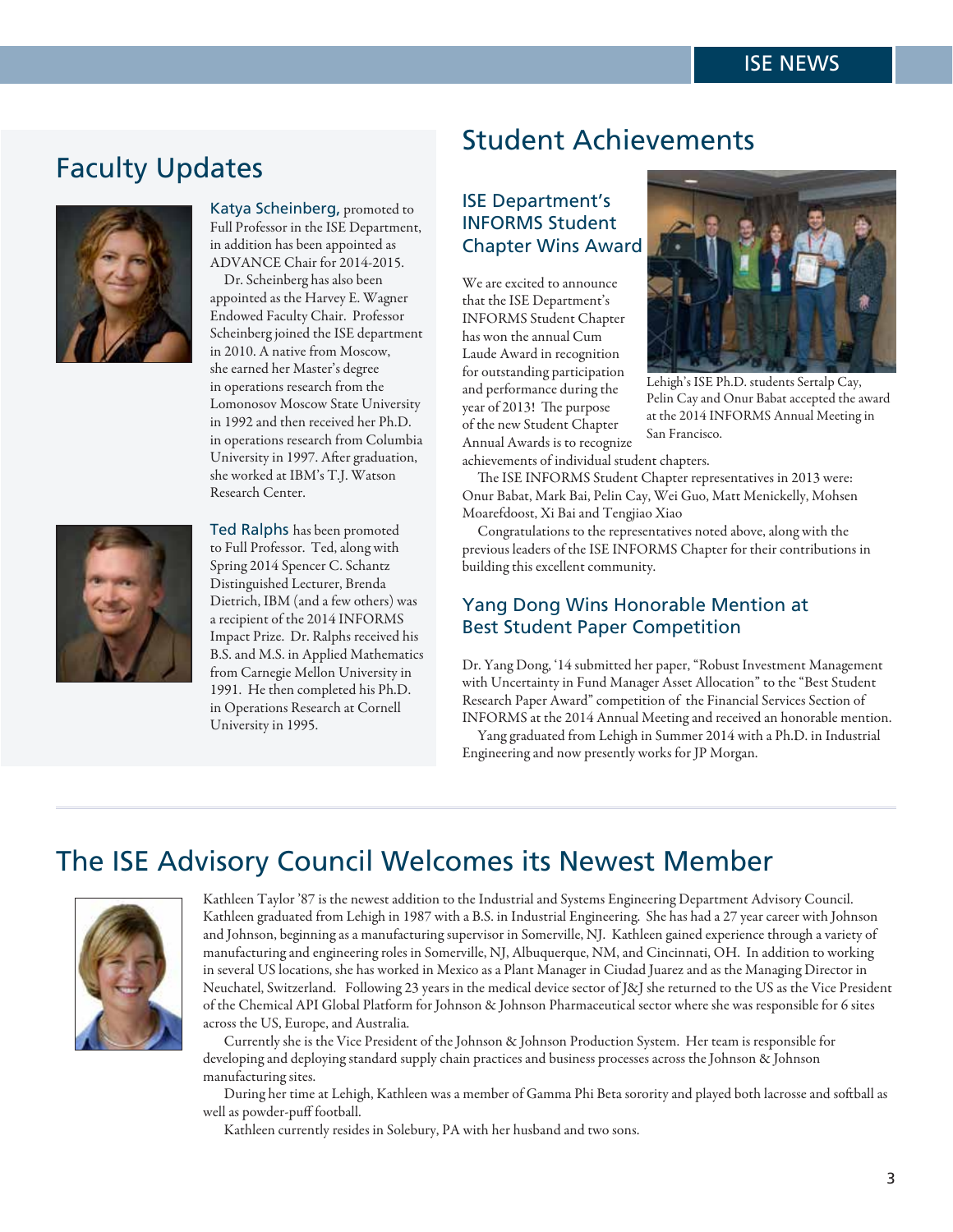## Faculty Updates

**Katya Scheinberg,** promoted to Full Professor in the ISE Department, in addition has been appointed as ADVANCE Chair for 2014-2015.

Dr. Scheinberg has also been appointed as the Harvey E. Wagner Endowed Faculty Chair. Professor Scheinberg joined the ISE department in 2010. A native from Moscow, she earned her Master's degree in operations research from the Lomonosov Moscow State University in 1992 and then received her Ph.D. in operations research from Columbia University in 1997. After graduation, she worked at IBM's T.J. Watson Research Center.

**Ted Ralphs** has been promoted to Full Professor. Ted, along with Spring 2014 Spencer C. Schantz Distinguished Lecturer, Brenda Dietrich, IBM (and a few others) was a recipient of the 2014 INFORMS Impact Prize. Dr. Ralphs received his B.S. and M.S. in Applied Mathematics from Carnegie Mellon University in 1991. He then completed his Ph.D. in Operations Research at Cornell University in 1995.

## Student Achievements

### ISE Department's INFORMS Student Chapter Wins Award

We are excited to announce that the ISE Department's INFORMS Student Chapter has won the annual Cum Laude Award in recognition for outstanding participation and performance during the year of 2013! The purpose of the new Student Chapter Annual Awards is to recognize achievements of individual student chapters.

Lehigh's ISE Ph.D. students Sertalp Cay, Pelin Cay and Onur Babat accepted the award at the 2014 INFORMS Annual Meeting in San Francisco.

The ISE INFORMS Student Chapter representatives in 2013 were: Onur Babat, Mark Bai, Pelin Cay, Wei Guo, Matt Menickelly, Mohsen Moarefdoost, Xi Bai and Tengjiao Xiao

Congratulations to the representatives noted above, along with the previous leaders of the ISE INFORMS Chapter for their contributions in building this excellent community.

### Yang Dong Wins Honorable Mention at Best Student Paper Competition

Dr. Yang Dong, '14 submitted her paper, "Robust Investment Management with Uncertainty in Fund Manager Asset Allocation" to the "Best Student Research Paper Award" competition of the Financial Services Section of INFORMS at the 2014 Annual Meeting and received an honorable mention.

Yang graduated from Lehigh in Summer 2014 with a Ph.D. in Industrial Engineering and now presently works for JP Morgan.

## The ISE Advisory Council Welcomes its Newest Member

Kathleen Taylor '87 is the newest addition to the Industrial and Systems Engineering Department Advisory Council. Kathleen graduated from Lehigh in 1987 with a B.S. in Industrial Engineering. She has had a 27 year career with Johnson and Johnson, beginning as a manufacturing supervisor in Somerville, NJ. Kathleen gained experience through a variety of manufacturing and engineering roles in Somerville, NJ, Albuquerque, NM, and Cincinnati, OH. In addition to working in several US locations, she has worked in Mexico as a Plant Manager in Ciudad Juarez and as the Managing Director in Neuchatel, Switzerland. Following 23 years in the medical device sector of J&J she returned to the US as the Vice President of the Chemical API Global Platform for Johnson & Johnson Pharmaceutical sector where she was responsible for 6 sites across the US, Europe, and Australia.

Currently she is the Vice President of the Johnson & Johnson Production System. Her team is responsible for developing and deploying standard supply chain practices and business processes across the Johnson & Johnson manufacturing sites.

During her time at Lehigh, Kathleen was a member of Gamma Phi Beta sorority and played both lacrosse and softball as well as powder-puff football.

Kathleen currently resides in Solebury, PA with her husband and two sons.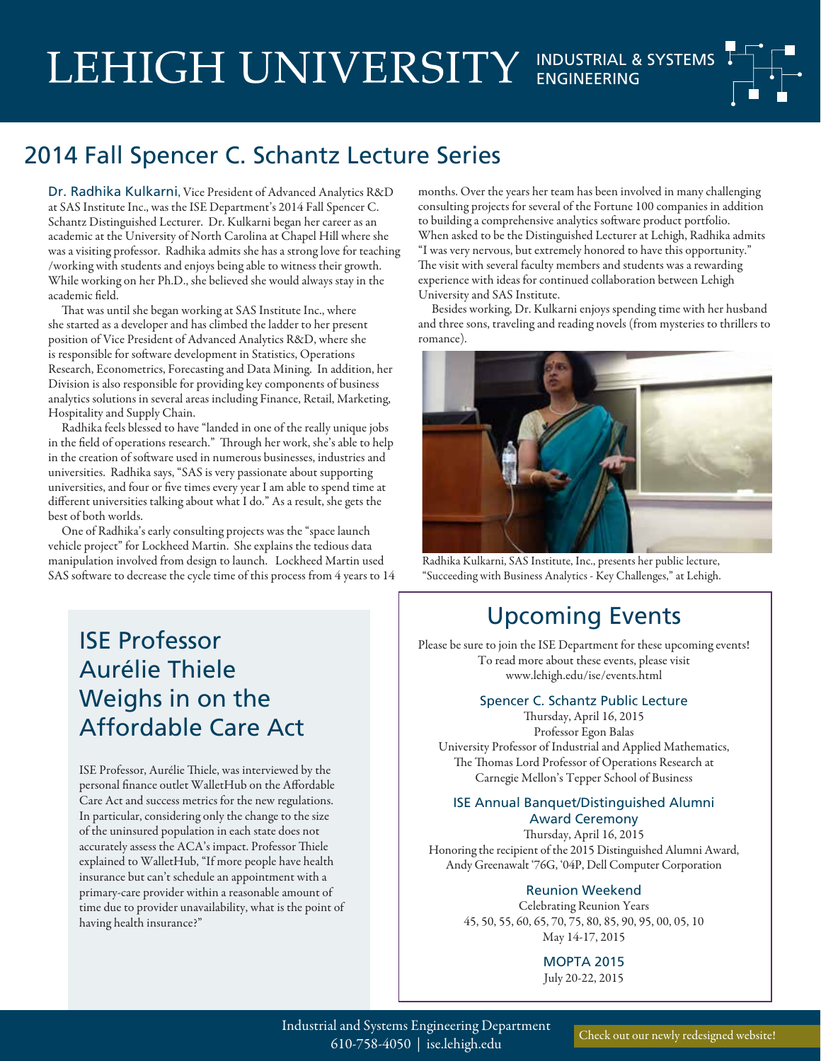# 2014 Fall Spencer C. Schantz Lecture Series

Dr. Radhika Kulkarni, Vice President of Advanced Analytics R&D at SAS Institute Inc., was the ISE Department's 2014 Fall Spencer C. Schantz Distinguished Lecturer. Dr. Kulkarni began her career as an academic at the University of North Carolina at Chapel Hill where she was a visiting professor. Radhika admits she has a strong love for teaching /working with students and enjoys being able to witness their growth. While working on her Ph.D., she believed she would always stay in the academic field.

That was until she began working at SAS Institute Inc., where she started as a developer and has climbed the ladder to her present position of Vice President of Advanced Analytics R&D, where she is responsible for software development in Statistics, Operations Research, Econometrics, Forecasting and Data Mining. In addition, her Division is also responsible for providing key components of business analytics solutions in several areas including Finance, Retail, Marketing, Hospitality and Supply Chain.

Radhika feels blessed to have "landed in one of the really unique jobs in the field of operations research." Through her work, she's able to help in the creation of software used in numerous businesses, industries and universities. Radhika says, "SAS is very passionate about supporting universities, and four or five times every year I am able to spend time at different universities talking about what I do." As a result, she gets the best of both worlds.

One of Radhika's early consulting projects was the "space launch vehicle project" for Lockheed Martin. She explains the tedious data manipulation involved from design to launch. Lockheed Martin used SAS software to decrease the cycle time of this process from 4 years to 14 months. Over the years her team has been involved in many challenging consulting projects for several of the Fortune 100 companies in addition to building a comprehensive analytics software product portfolio. When asked to be the Distinguished Lecturer at Lehigh, Radhika admits "I was very nervous, but extremely honored to have this opportunity." The visit with several faculty members and students was a rewarding experience with ideas for continued collaboration between Lehigh University and SAS Institute.

Besides working, Dr. Kulkarni enjoys spending time with her husband and three sons, traveling and reading novels (from mysteries to thrillers to romance).

Radhika Kulkarni, SAS Institute, Inc., presents her public lecture, "Succeeding with Business Analytics - Key Challenges," at Lehigh.

## ISE Professor Aurélie Thiele Weighs in on the Affordable Care Act

ISE Professor, Aurélie Thiele, was interviewed by the personal finance outlet WalletHub on the Affordable Care Act and success metrics for the new regulations. In particular, considering only the change to the size of the uninsured population in each state does not accurately assess the ACA's impact. Professor Thiele explained to WalletHub, "If more people have health insurance but can't schedule an appointment with a primary-care provider within a reasonable amount of time due to provider unavailability, what is the point of having health insurance?"

## Upcoming Events

Please be sure to join the ISE Department for these upcoming events! To read more about these events, please visit www.lehigh.edu/ise/events.html

### Spencer C. Schantz Public Lecture

Thursday, April 16, 2015
Professor Egon Balas
University Professor of Industrial and Applied Mathematics, The Thomas Lord Professor of Operations Research at Carnegie Mellon's Tepper School of Business

### ISE Annual Banquet/Distinguished Alumni Award Ceremony

Thursday, April 16, 2015
Honoring the recipient of the 2015 Distinguished Alumni Award, Andy Greenawalt '76G, '04P, Dell Computer Corporation

### Reunion Weekend

Celebrating Reunion Years
45, 50, 55, 60, 65, 70, 75, 80, 85, 90, 95, 00, 05, 10
May 14-17, 2015

### MOPTA 2015

July 20-22, 2015

Industrial and Systems Engineering Department
610-758-4050 | ise.lehigh.edu

Check out our newly redesigned website!